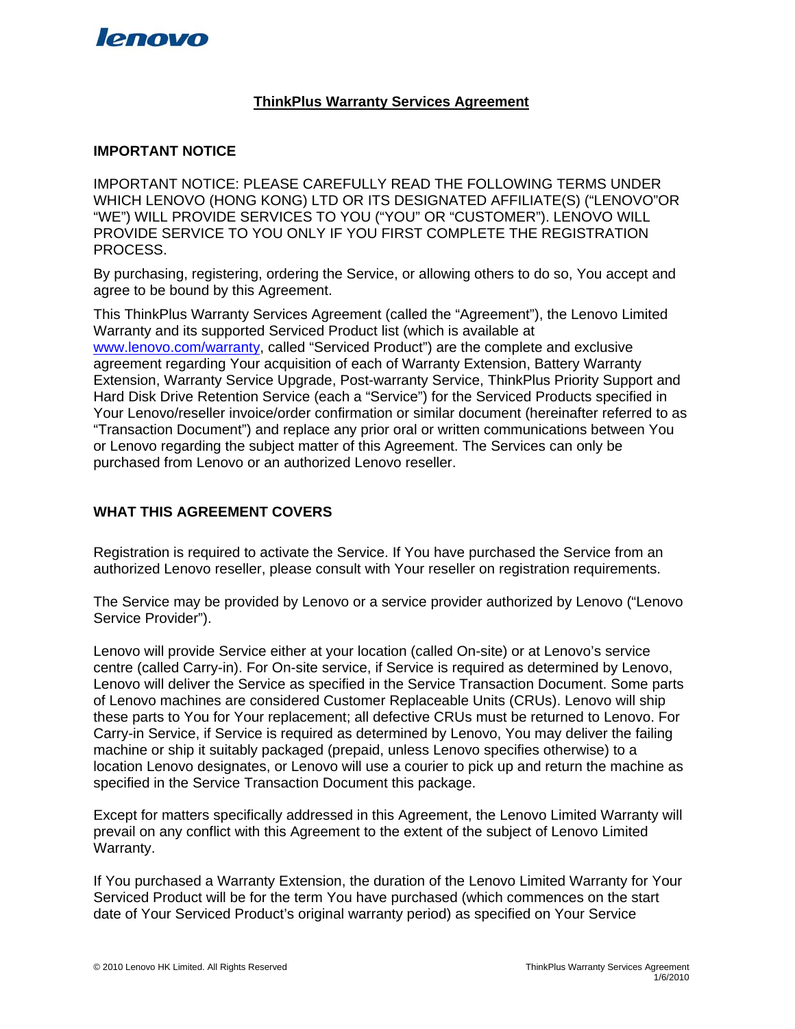# ThinkPlus Warranty Services Agreement

## IMPORTANT NOTICE

IMPORTANT NOTICE: PLEASE CAREFULLY READ THE FOLLOWING TERMS UNDER WHICH LENOVO (HONG KONG) LTD OR ITS DESIGNATED AFFILIATE(S) ("LENOVO"OR "WE") WILL PROVIDE SERVICES TO YOU ("YOU" OR "CUSTOMER"). LENOVO WILL PROVIDE SERVICE TO YOU ONLY IF YOU FIRST COMPLETE THE REGISTRATION PROCESS.

By purchasing, registering, ordering the Service, or allowing others to do so, You accept and agree to be bound by this Agreement.

This ThinkPlus Warranty Services Agreement (called the "Agreement"), the Lenovo Limited Warranty and its supported Serviced Product list (which is available at www.lenovo.com/warranty, called "Serviced Product") are the complete and exclusive agreement regarding Your acquisition of each of Warranty Extension, Battery Warranty Extension, Warranty Service Upgrade, Post-warranty Service, ThinkPlus Priority Support and Hard Disk Drive Retention Service (each a "Service") for the Serviced Products specified in Your Lenovo/reseller invoice/order confirmation or similar document (hereinafter referred to as "Transaction Document") and replace any prior oral or written communications between You or Lenovo regarding the subject matter of this Agreement. The Services can only be purchased from Lenovo or an authorized Lenovo reseller.

## WHAT THIS AGREEMENT COVERS

Registration is required to activate the Service. If You have purchased the Service from an authorized Lenovo reseller, please consult with Your reseller on registration requirements.

The Service may be provided by Lenovo or a service provider authorized by Lenovo ("Lenovo Service Provider").

Lenovo will provide Service either at your location (called On-site) or at Lenovo's service centre (called Carry-in). For On-site service, if Service is required as determined by Lenovo, Lenovo will deliver the Service as specified in the Service Transaction Document. Some parts of Lenovo machines are considered Customer Replaceable Units (CRUs). Lenovo will ship these parts to You for Your replacement; all defective CRUs must be returned to Lenovo. For Carry-in Service, if Service is required as determined by Lenovo, You may deliver the failing machine or ship it suitably packaged (prepaid, unless Lenovo specifies otherwise) to a location Lenovo designates, or Lenovo will use a courier to pick up and return the machine as specified in the Service Transaction Document this package.

Except for matters specifically addressed in this Agreement, the Lenovo Limited Warranty will prevail on any conflict with this Agreement to the extent of the subject of Lenovo Limited Warranty.

If You purchased a Warranty Extension, the duration of the Lenovo Limited Warranty for Your Serviced Product will be for the term You have purchased (which commences on the start date of Your Serviced Product's original warranty period) as specified on Your Service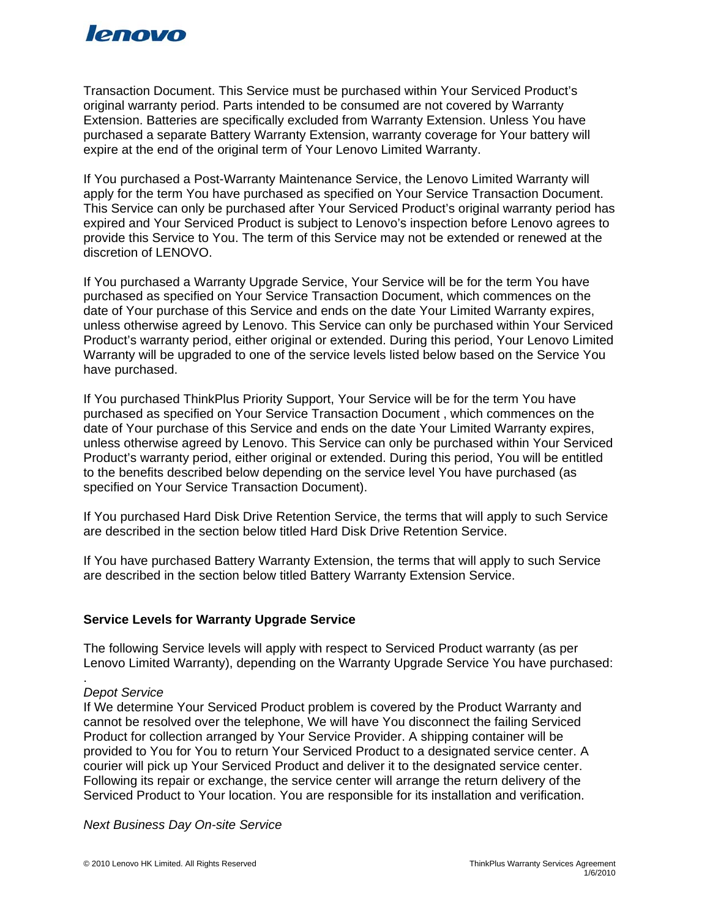Transaction Document. This Service must be purchased within Your Serviced Product's original warranty period. Parts intended to be consumed are not covered by Warranty Extension. Batteries are specifically excluded from Warranty Extension. Unless You have purchased a separate Battery Warranty Extension, warranty coverage for Your battery will expire at the end of the original term of Your Lenovo Limited Warranty.

If You purchased a Post-Warranty Maintenance Service, the Lenovo Limited Warranty will apply for the term You have purchased as specified on Your Service Transaction Document. This Service can only be purchased after Your Serviced Product's original warranty period has expired and Your Serviced Product is subject to Lenovo's inspection before Lenovo agrees to provide this Service to You. The term of this Service may not be extended or renewed at the discretion of LENOVO.

If You purchased a Warranty Upgrade Service, Your Service will be for the term You have purchased as specified on Your Service Transaction Document, which commences on the date of Your purchase of this Service and ends on the date Your Limited Warranty expires, unless otherwise agreed by Lenovo. This Service can only be purchased within Your Serviced Product's warranty period, either original or extended. During this period, Your Lenovo Limited Warranty will be upgraded to one of the service levels listed below based on the Service You have purchased.

If You purchased ThinkPlus Priority Support, Your Service will be for the term You have purchased as specified on Your Service Transaction Document , which commences on the date of Your purchase of this Service and ends on the date Your Limited Warranty expires, unless otherwise agreed by Lenovo. This Service can only be purchased within Your Serviced Product's warranty period, either original or extended. During this period, You will be entitled to the benefits described below depending on the service level You have purchased (as specified on Your Service Transaction Document).

If You purchased Hard Disk Drive Retention Service, the terms that will apply to such Service are described in the section below titled Hard Disk Drive Retention Service.

If You have purchased Battery Warranty Extension, the terms that will apply to such Service are described in the section below titled Battery Warranty Extension Service.

**Service Levels for Warranty Upgrade Service**

The following Service levels will apply with respect to Serviced Product warranty (as per Lenovo Limited Warranty), depending on the Warranty Upgrade Service You have purchased:

.

*Depot Service*

If We determine Your Serviced Product problem is covered by the Product Warranty and cannot be resolved over the telephone, We will have You disconnect the failing Serviced Product for collection arranged by Your Service Provider. A shipping container will be provided to You for You to return Your Serviced Product to a designated service center. A courier will pick up Your Serviced Product and deliver it to the designated service center. Following its repair or exchange, the service center will arrange the return delivery of the Serviced Product to Your location. You are responsible for its installation and verification.

*Next Business Day On-site Service*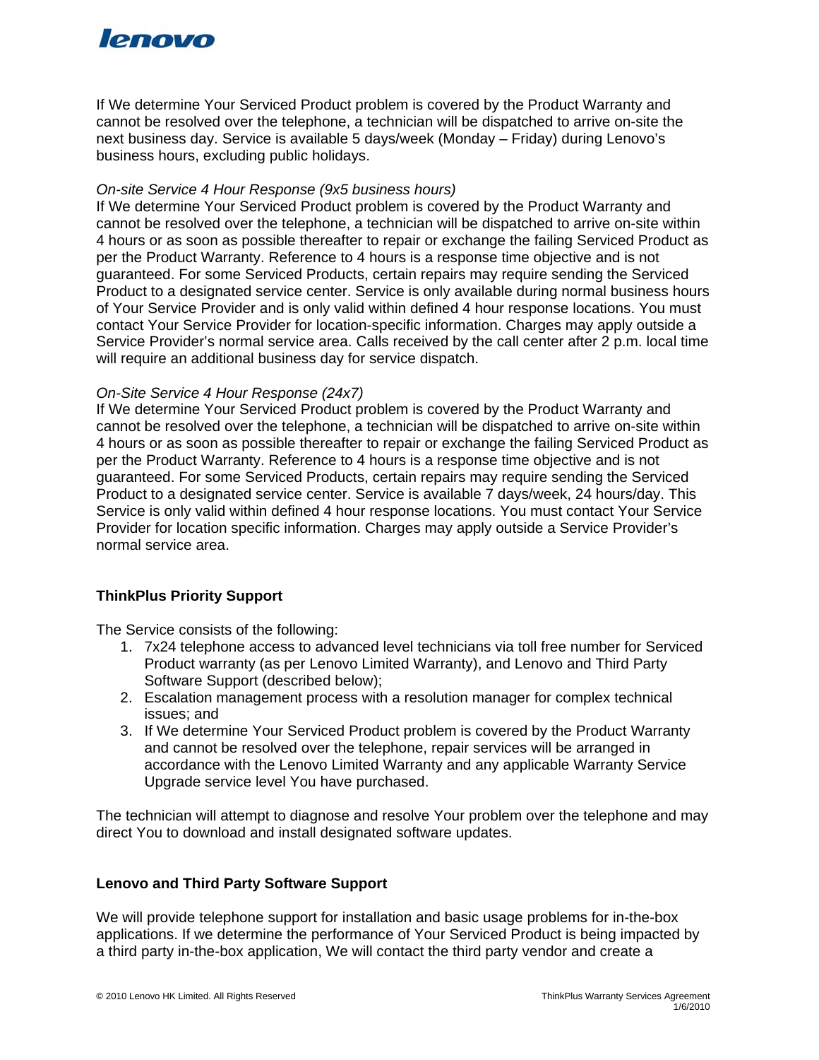If We determine Your Serviced Product problem is covered by the Product Warranty and cannot be resolved over the telephone, a technician will be dispatched to arrive on-site the next business day. Service is available 5 days/week (Monday – Friday) during Lenovo's business hours, excluding public holidays.

*On-site Service 4 Hour Response (9x5 business hours)*
If We determine Your Serviced Product problem is covered by the Product Warranty and cannot be resolved over the telephone, a technician will be dispatched to arrive on-site within 4 hours or as soon as possible thereafter to repair or exchange the failing Serviced Product as per the Product Warranty. Reference to 4 hours is a response time objective and is not guaranteed. For some Serviced Products, certain repairs may require sending the Serviced Product to a designated service center. Service is only available during normal business hours of Your Service Provider and is only valid within defined 4 hour response locations. You must contact Your Service Provider for location-specific information. Charges may apply outside a Service Provider's normal service area. Calls received by the call center after 2 p.m. local time will require an additional business day for service dispatch.

*On-Site Service 4 Hour Response (24x7)*
If We determine Your Serviced Product problem is covered by the Product Warranty and cannot be resolved over the telephone, a technician will be dispatched to arrive on-site within 4 hours or as soon as possible thereafter to repair or exchange the failing Serviced Product as per the Product Warranty. Reference to 4 hours is a response time objective and is not guaranteed. For some Serviced Products, certain repairs may require sending the Serviced Product to a designated service center. Service is available 7 days/week, 24 hours/day. This Service is only valid within defined 4 hour response locations. You must contact Your Service Provider for location specific information. Charges may apply outside a Service Provider's normal service area.

**ThinkPlus Priority Support**

The Service consists of the following:

1. 7x24 telephone access to advanced level technicians via toll free number for Serviced Product warranty (as per Lenovo Limited Warranty), and Lenovo and Third Party Software Support (described below);
2. Escalation management process with a resolution manager for complex technical issues; and
3. If We determine Your Serviced Product problem is covered by the Product Warranty and cannot be resolved over the telephone, repair services will be arranged in accordance with the Lenovo Limited Warranty and any applicable Warranty Service Upgrade service level You have purchased.

The technician will attempt to diagnose and resolve Your problem over the telephone and may direct You to download and install designated software updates.

**Lenovo and Third Party Software Support**

We will provide telephone support for installation and basic usage problems for in-the-box applications. If we determine the performance of Your Serviced Product is being impacted by a third party in-the-box application, We will contact the third party vendor and create a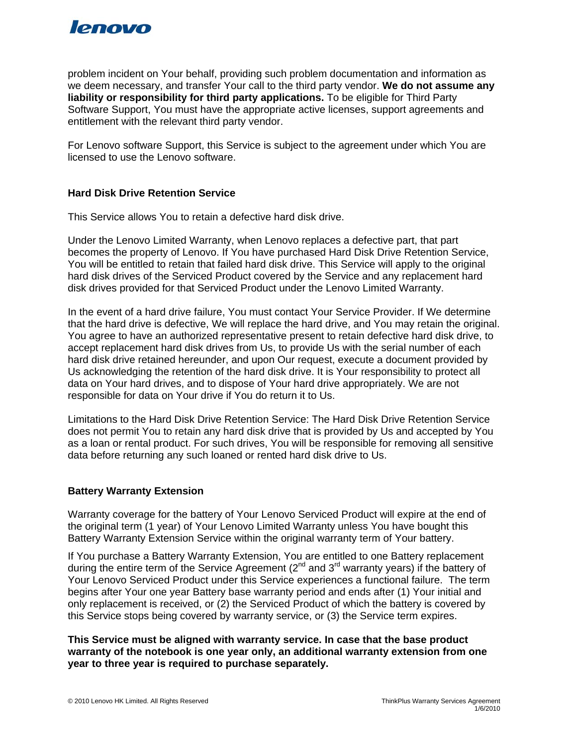problem incident on Your behalf, providing such problem documentation and information as we deem necessary, and transfer Your call to the third party vendor. **We do not assume any liability or responsibility for third party applications.** To be eligible for Third Party Software Support, You must have the appropriate active licenses, support agreements and entitlement with the relevant third party vendor.

For Lenovo software Support, this Service is subject to the agreement under which You are licensed to use the Lenovo software.

### Hard Disk Drive Retention Service

This Service allows You to retain a defective hard disk drive.

Under the Lenovo Limited Warranty, when Lenovo replaces a defective part, that part becomes the property of Lenovo. If You have purchased Hard Disk Drive Retention Service, You will be entitled to retain that failed hard disk drive. This Service will apply to the original hard disk drives of the Serviced Product covered by the Service and any replacement hard disk drives provided for that Serviced Product under the Lenovo Limited Warranty.

In the event of a hard drive failure, You must contact Your Service Provider. If We determine that the hard drive is defective, We will replace the hard drive, and You may retain the original. You agree to have an authorized representative present to retain defective hard disk drive, to accept replacement hard disk drives from Us, to provide Us with the serial number of each hard disk drive retained hereunder, and upon Our request, execute a document provided by Us acknowledging the retention of the hard disk drive. It is Your responsibility to protect all data on Your hard drives, and to dispose of Your hard drive appropriately. We are not responsible for data on Your drive if You do return it to Us.

Limitations to the Hard Disk Drive Retention Service: The Hard Disk Drive Retention Service does not permit You to retain any hard disk drive that is provided by Us and accepted by You as a loan or rental product. For such drives, You will be responsible for removing all sensitive data before returning any such loaned or rented hard disk drive to Us.

### Battery Warranty Extension

Warranty coverage for the battery of Your Lenovo Serviced Product will expire at the end of the original term (1 year) of Your Lenovo Limited Warranty unless You have bought this Battery Warranty Extension Service within the original warranty term of Your battery.

If You purchase a Battery Warranty Extension, You are entitled to one Battery replacement during the entire term of the Service Agreement (2nd and 3rd warranty years) if the battery of Your Lenovo Serviced Product under this Service experiences a functional failure. The term begins after Your one year Battery base warranty period and ends after (1) Your initial and only replacement is received, or (2) the Serviced Product of which the battery is covered by this Service stops being covered by warranty service, or (3) the Service term expires.

**This Service must be aligned with warranty service. In case that the base product warranty of the notebook is one year only, an additional warranty extension from one year to three year is required to purchase separately.**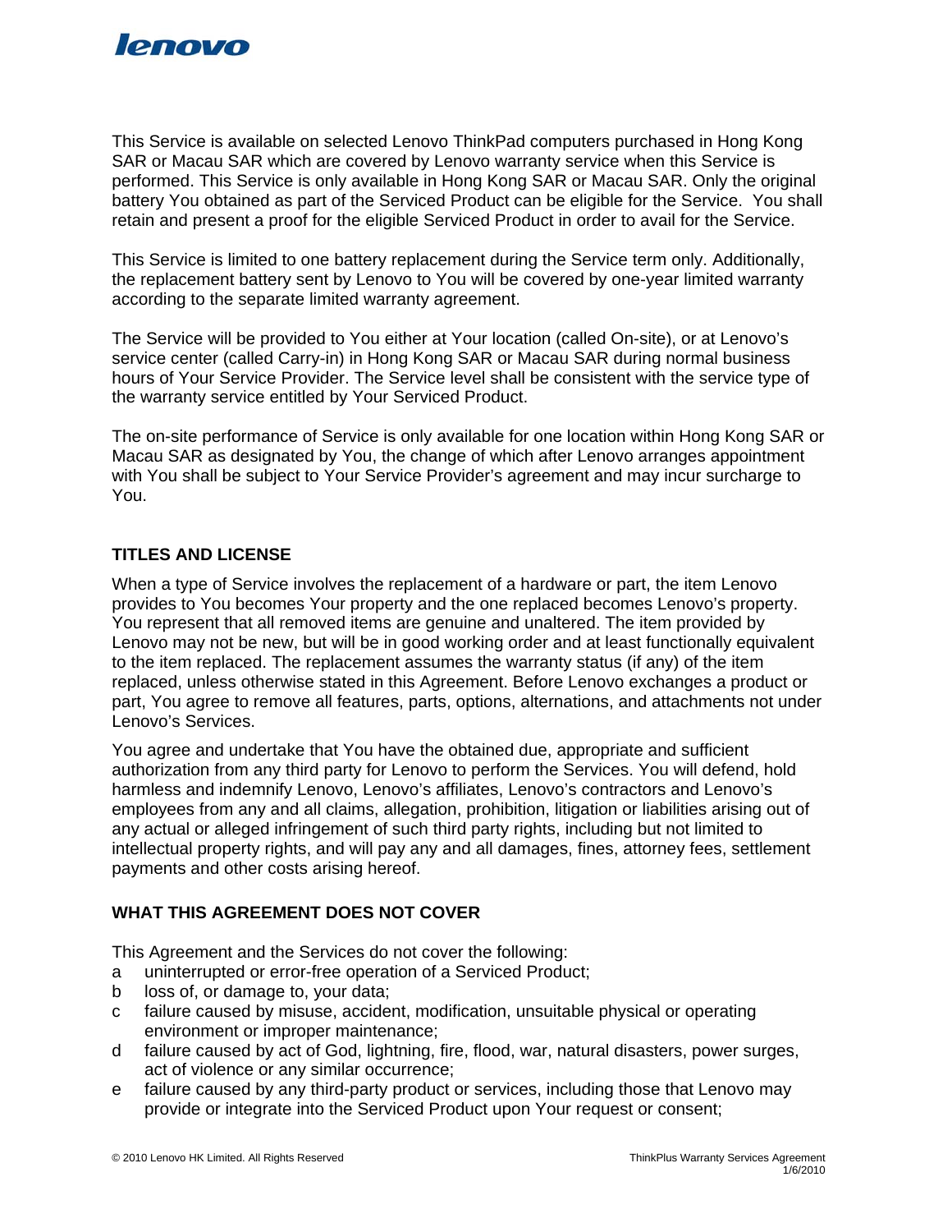This Service is available on selected Lenovo ThinkPad computers purchased in Hong Kong SAR or Macau SAR which are covered by Lenovo warranty service when this Service is performed. This Service is only available in Hong Kong SAR or Macau SAR. Only the original battery You obtained as part of the Serviced Product can be eligible for the Service. You shall retain and present a proof for the eligible Serviced Product in order to avail for the Service.

This Service is limited to one battery replacement during the Service term only. Additionally, the replacement battery sent by Lenovo to You will be covered by one-year limited warranty according to the separate limited warranty agreement.

The Service will be provided to You either at Your location (called On-site), or at Lenovo's service center (called Carry-in) in Hong Kong SAR or Macau SAR during normal business hours of Your Service Provider. The Service level shall be consistent with the service type of the warranty service entitled by Your Serviced Product.

The on-site performance of Service is only available for one location within Hong Kong SAR or Macau SAR as designated by You, the change of which after Lenovo arranges appointment with You shall be subject to Your Service Provider's agreement and may incur surcharge to You.

## TITLES AND LICENSE

When a type of Service involves the replacement of a hardware or part, the item Lenovo provides to You becomes Your property and the one replaced becomes Lenovo's property. You represent that all removed items are genuine and unaltered. The item provided by Lenovo may not be new, but will be in good working order and at least functionally equivalent to the item replaced. The replacement assumes the warranty status (if any) of the item replaced, unless otherwise stated in this Agreement. Before Lenovo exchanges a product or part, You agree to remove all features, parts, options, alternations, and attachments not under Lenovo's Services.

You agree and undertake that You have the obtained due, appropriate and sufficient authorization from any third party for Lenovo to perform the Services. You will defend, hold harmless and indemnify Lenovo, Lenovo's affiliates, Lenovo's contractors and Lenovo's employees from any and all claims, allegation, prohibition, litigation or liabilities arising out of any actual or alleged infringement of such third party rights, including but not limited to intellectual property rights, and will pay any and all damages, fines, attorney fees, settlement payments and other costs arising hereof.

## WHAT THIS AGREEMENT DOES NOT COVER

This Agreement and the Services do not cover the following:

a uninterrupted or error-free operation of a Serviced Product;

b loss of, or damage to, your data;

c failure caused by misuse, accident, modification, unsuitable physical or operating environment or improper maintenance;

d failure caused by act of God, lightning, fire, flood, war, natural disasters, power surges, act of violence or any similar occurrence;

e failure caused by any third-party product or services, including those that Lenovo may provide or integrate into the Serviced Product upon Your request or consent;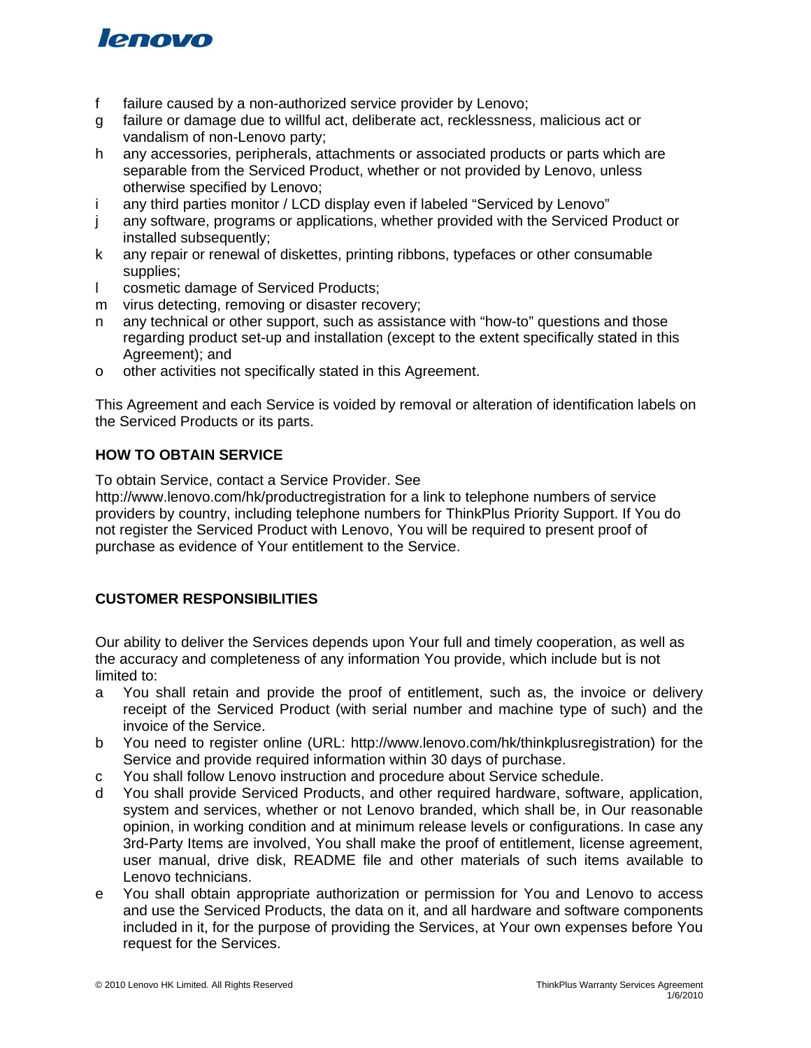f failure caused by a non-authorized service provider by Lenovo;
g failure or damage due to willful act, deliberate act, recklessness, malicious act or vandalism of non-Lenovo party;
h any accessories, peripherals, attachments or associated products or parts which are separable from the Serviced Product, whether or not provided by Lenovo, unless otherwise specified by Lenovo;
i any third parties monitor / LCD display even if labeled "Serviced by Lenovo"
j any software, programs or applications, whether provided with the Serviced Product or installed subsequently;
k any repair or renewal of diskettes, printing ribbons, typefaces or other consumable supplies;
l cosmetic damage of Serviced Products;
m virus detecting, removing or disaster recovery;
n any technical or other support, such as assistance with "how-to" questions and those regarding product set-up and installation (except to the extent specifically stated in this Agreement); and
o other activities not specifically stated in this Agreement.

This Agreement and each Service is voided by removal or alteration of identification labels on the Serviced Products or its parts.

### HOW TO OBTAIN SERVICE

To obtain Service, contact a Service Provider. See http://www.lenovo.com/hk/productregistration for a link to telephone numbers of service providers by country, including telephone numbers for ThinkPlus Priority Support. If You do not register the Serviced Product with Lenovo, You will be required to present proof of purchase as evidence of Your entitlement to the Service.

### CUSTOMER RESPONSIBILITIES

Our ability to deliver the Services depends upon Your full and timely cooperation, as well as the accuracy and completeness of any information You provide, which include but is not limited to:

a You shall retain and provide the proof of entitlement, such as, the invoice or delivery receipt of the Serviced Product (with serial number and machine type of such) and the invoice of the Service.
b You need to register online (URL: http://www.lenovo.com/hk/thinkplusregistration) for the Service and provide required information within 30 days of purchase.
c You shall follow Lenovo instruction and procedure about Service schedule.
d You shall provide Serviced Products, and other required hardware, software, application, system and services, whether or not Lenovo branded, which shall be, in Our reasonable opinion, in working condition and at minimum release levels or configurations. In case any 3rd-Party Items are involved, You shall make the proof of entitlement, license agreement, user manual, drive disk, README file and other materials of such items available to Lenovo technicians.
e You shall obtain appropriate authorization or permission for You and Lenovo to access and use the Serviced Products, the data on it, and all hardware and software components included in it, for the purpose of providing the Services, at Your own expenses before You request for the Services.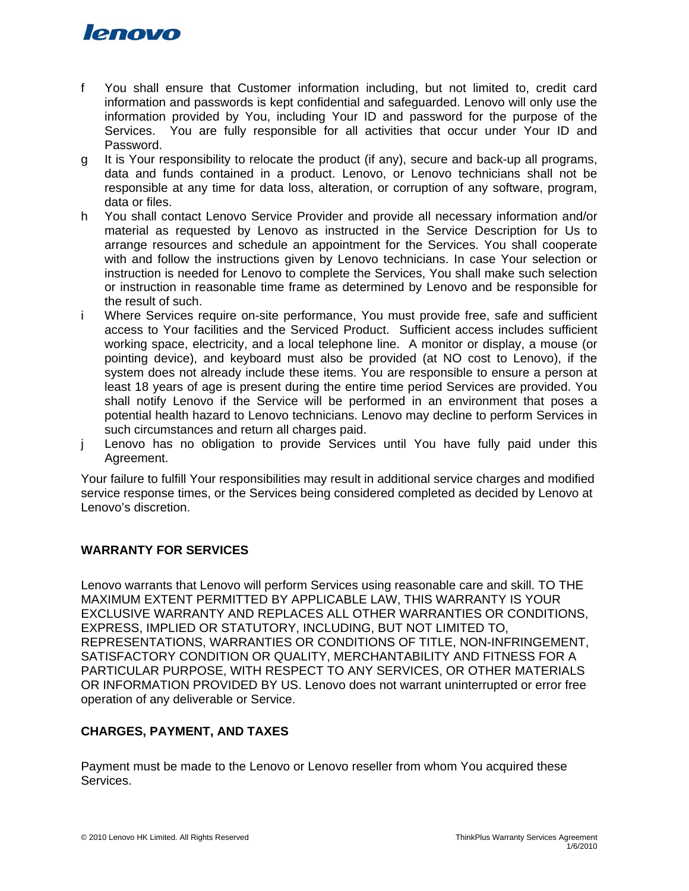f You shall ensure that Customer information including, but not limited to, credit card information and passwords is kept confidential and safeguarded. Lenovo will only use the information provided by You, including Your ID and password for the purpose of the Services. You are fully responsible for all activities that occur under Your ID and Password.

g It is Your responsibility to relocate the product (if any), secure and back-up all programs, data and funds contained in a product. Lenovo, or Lenovo technicians shall not be responsible at any time for data loss, alteration, or corruption of any software, program, data or files.

h You shall contact Lenovo Service Provider and provide all necessary information and/or material as requested by Lenovo as instructed in the Service Description for Us to arrange resources and schedule an appointment for the Services. You shall cooperate with and follow the instructions given by Lenovo technicians. In case Your selection or instruction is needed for Lenovo to complete the Services, You shall make such selection or instruction in reasonable time frame as determined by Lenovo and be responsible for the result of such.

i Where Services require on-site performance, You must provide free, safe and sufficient access to Your facilities and the Serviced Product. Sufficient access includes sufficient working space, electricity, and a local telephone line. A monitor or display, a mouse (or pointing device), and keyboard must also be provided (at NO cost to Lenovo), if the system does not already include these items. You are responsible to ensure a person at least 18 years of age is present during the entire time period Services are provided. You shall notify Lenovo if the Service will be performed in an environment that poses a potential health hazard to Lenovo technicians. Lenovo may decline to perform Services in such circumstances and return all charges paid.

j Lenovo has no obligation to provide Services until You have fully paid under this Agreement.

Your failure to fulfill Your responsibilities may result in additional service charges and modified service response times, or the Services being considered completed as decided by Lenovo at Lenovo's discretion.

## WARRANTY FOR SERVICES

Lenovo warrants that Lenovo will perform Services using reasonable care and skill. TO THE MAXIMUM EXTENT PERMITTED BY APPLICABLE LAW, THIS WARRANTY IS YOUR EXCLUSIVE WARRANTY AND REPLACES ALL OTHER WARRANTIES OR CONDITIONS, EXPRESS, IMPLIED OR STATUTORY, INCLUDING, BUT NOT LIMITED TO, REPRESENTATIONS, WARRANTIES OR CONDITIONS OF TITLE, NON-INFRINGEMENT, SATISFACTORY CONDITION OR QUALITY, MERCHANTABILITY AND FITNESS FOR A PARTICULAR PURPOSE, WITH RESPECT TO ANY SERVICES, OR OTHER MATERIALS OR INFORMATION PROVIDED BY US. Lenovo does not warrant uninterrupted or error free operation of any deliverable or Service.

## CHARGES, PAYMENT, AND TAXES

Payment must be made to the Lenovo or Lenovo reseller from whom You acquired these Services.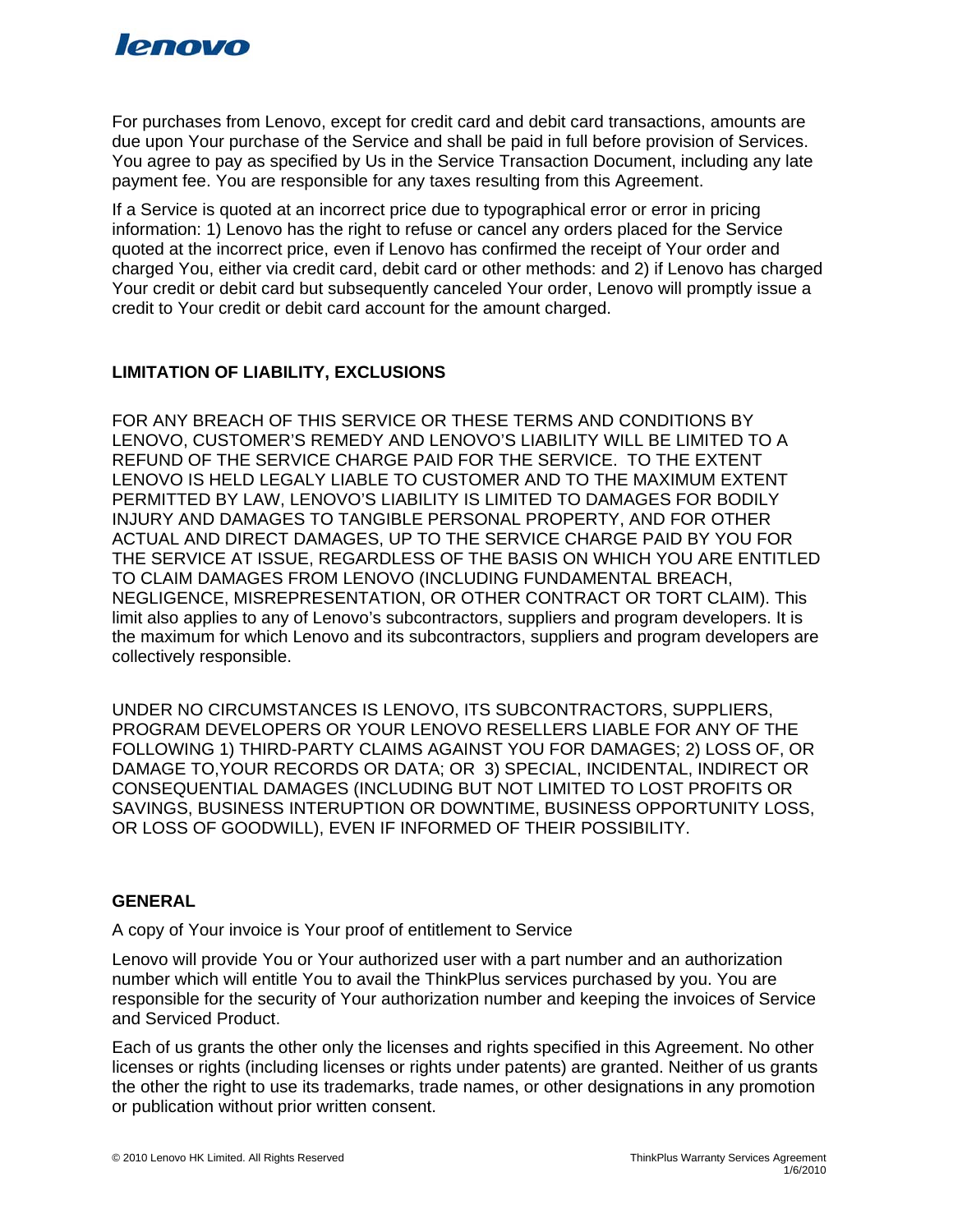For purchases from Lenovo, except for credit card and debit card transactions, amounts are due upon Your purchase of the Service and shall be paid in full before provision of Services. You agree to pay as specified by Us in the Service Transaction Document, including any late payment fee. You are responsible for any taxes resulting from this Agreement.

If a Service is quoted at an incorrect price due to typographical error or error in pricing information: 1) Lenovo has the right to refuse or cancel any orders placed for the Service quoted at the incorrect price, even if Lenovo has confirmed the receipt of Your order and charged You, either via credit card, debit card or other methods: and 2) if Lenovo has charged Your credit or debit card but subsequently canceled Your order, Lenovo will promptly issue a credit to Your credit or debit card account for the amount charged.

**LIMITATION OF LIABILITY, EXCLUSIONS**

FOR ANY BREACH OF THIS SERVICE OR THESE TERMS AND CONDITIONS BY LENOVO, CUSTOMER'S REMEDY AND LENOVO'S LIABILITY WILL BE LIMITED TO A REFUND OF THE SERVICE CHARGE PAID FOR THE SERVICE. TO THE EXTENT LENOVO IS HELD LEGALY LIABLE TO CUSTOMER AND TO THE MAXIMUM EXTENT PERMITTED BY LAW, LENOVO'S LIABILITY IS LIMITED TO DAMAGES FOR BODILY INJURY AND DAMAGES TO TANGIBLE PERSONAL PROPERTY, AND FOR OTHER ACTUAL AND DIRECT DAMAGES, UP TO THE SERVICE CHARGE PAID BY YOU FOR THE SERVICE AT ISSUE, REGARDLESS OF THE BASIS ON WHICH YOU ARE ENTITLED TO CLAIM DAMAGES FROM LENOVO (INCLUDING FUNDAMENTAL BREACH, NEGLIGENCE, MISREPRESENTATION, OR OTHER CONTRACT OR TORT CLAIM). This limit also applies to any of Lenovo's subcontractors, suppliers and program developers. It is the maximum for which Lenovo and its subcontractors, suppliers and program developers are collectively responsible.

UNDER NO CIRCUMSTANCES IS LENOVO, ITS SUBCONTRACTORS, SUPPLIERS, PROGRAM DEVELOPERS OR YOUR LENOVO RESELLERS LIABLE FOR ANY OF THE FOLLOWING 1) THIRD-PARTY CLAIMS AGAINST YOU FOR DAMAGES; 2) LOSS OF, OR DAMAGE TO,YOUR RECORDS OR DATA; OR 3) SPECIAL, INCIDENTAL, INDIRECT OR CONSEQUENTIAL DAMAGES (INCLUDING BUT NOT LIMITED TO LOST PROFITS OR SAVINGS, BUSINESS INTERUPTION OR DOWNTIME, BUSINESS OPPORTUNITY LOSS, OR LOSS OF GOODWILL), EVEN IF INFORMED OF THEIR POSSIBILITY.

**GENERAL**

A copy of Your invoice is Your proof of entitlement to Service

Lenovo will provide You or Your authorized user with a part number and an authorization number which will entitle You to avail the ThinkPlus services purchased by you. You are responsible for the security of Your authorization number and keeping the invoices of Service and Serviced Product.

Each of us grants the other only the licenses and rights specified in this Agreement. No other licenses or rights (including licenses or rights under patents) are granted. Neither of us grants the other the right to use its trademarks, trade names, or other designations in any promotion or publication without prior written consent.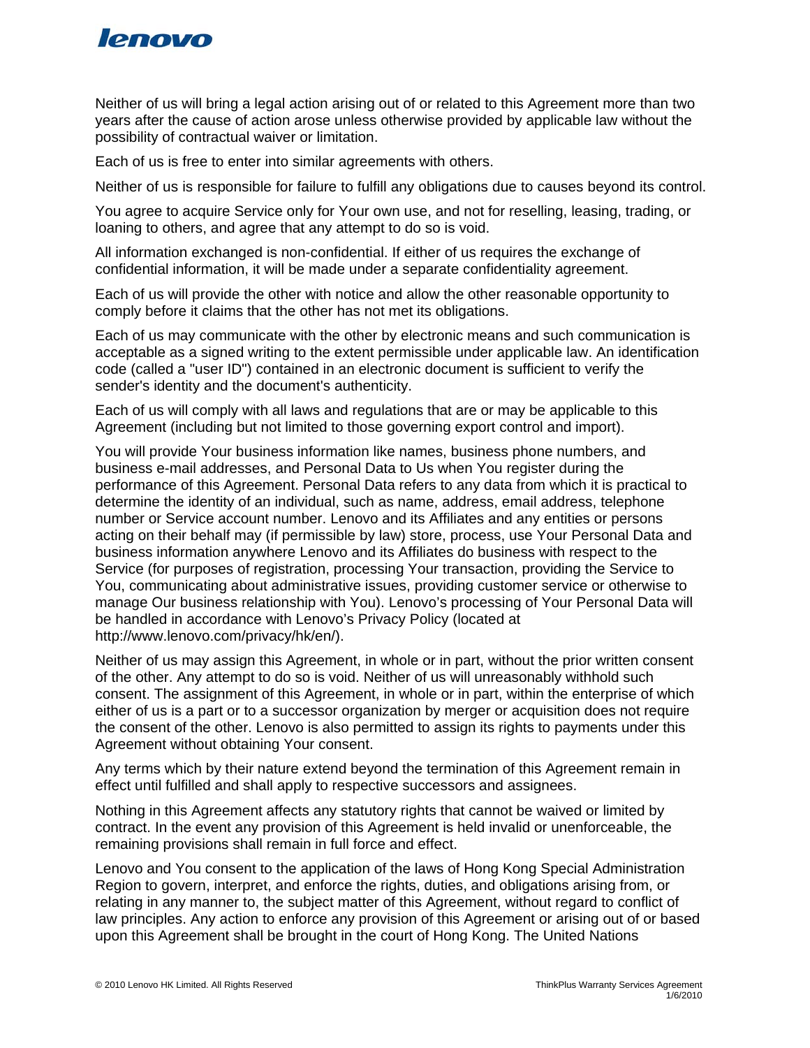Neither of us will bring a legal action arising out of or related to this Agreement more than two years after the cause of action arose unless otherwise provided by applicable law without the possibility of contractual waiver or limitation.

Each of us is free to enter into similar agreements with others.

Neither of us is responsible for failure to fulfill any obligations due to causes beyond its control.

You agree to acquire Service only for Your own use, and not for reselling, leasing, trading, or loaning to others, and agree that any attempt to do so is void.

All information exchanged is non-confidential. If either of us requires the exchange of confidential information, it will be made under a separate confidentiality agreement.

Each of us will provide the other with notice and allow the other reasonable opportunity to comply before it claims that the other has not met its obligations.

Each of us may communicate with the other by electronic means and such communication is acceptable as a signed writing to the extent permissible under applicable law. An identification code (called a "user ID") contained in an electronic document is sufficient to verify the sender's identity and the document's authenticity.

Each of us will comply with all laws and regulations that are or may be applicable to this Agreement (including but not limited to those governing export control and import).

You will provide Your business information like names, business phone numbers, and business e-mail addresses, and Personal Data to Us when You register during the performance of this Agreement. Personal Data refers to any data from which it is practical to determine the identity of an individual, such as name, address, email address, telephone number or Service account number. Lenovo and its Affiliates and any entities or persons acting on their behalf may (if permissible by law) store, process, use Your Personal Data and business information anywhere Lenovo and its Affiliates do business with respect to the Service (for purposes of registration, processing Your transaction, providing the Service to You, communicating about administrative issues, providing customer service or otherwise to manage Our business relationship with You). Lenovo's processing of Your Personal Data will be handled in accordance with Lenovo's Privacy Policy (located at http://www.lenovo.com/privacy/hk/en/).

Neither of us may assign this Agreement, in whole or in part, without the prior written consent of the other. Any attempt to do so is void. Neither of us will unreasonably withhold such consent. The assignment of this Agreement, in whole or in part, within the enterprise of which either of us is a part or to a successor organization by merger or acquisition does not require the consent of the other. Lenovo is also permitted to assign its rights to payments under this Agreement without obtaining Your consent.

Any terms which by their nature extend beyond the termination of this Agreement remain in effect until fulfilled and shall apply to respective successors and assignees.

Nothing in this Agreement affects any statutory rights that cannot be waived or limited by contract. In the event any provision of this Agreement is held invalid or unenforceable, the remaining provisions shall remain in full force and effect.

Lenovo and You consent to the application of the laws of Hong Kong Special Administration Region to govern, interpret, and enforce the rights, duties, and obligations arising from, or relating in any manner to, the subject matter of this Agreement, without regard to conflict of law principles. Any action to enforce any provision of this Agreement or arising out of or based upon this Agreement shall be brought in the court of Hong Kong. The United Nations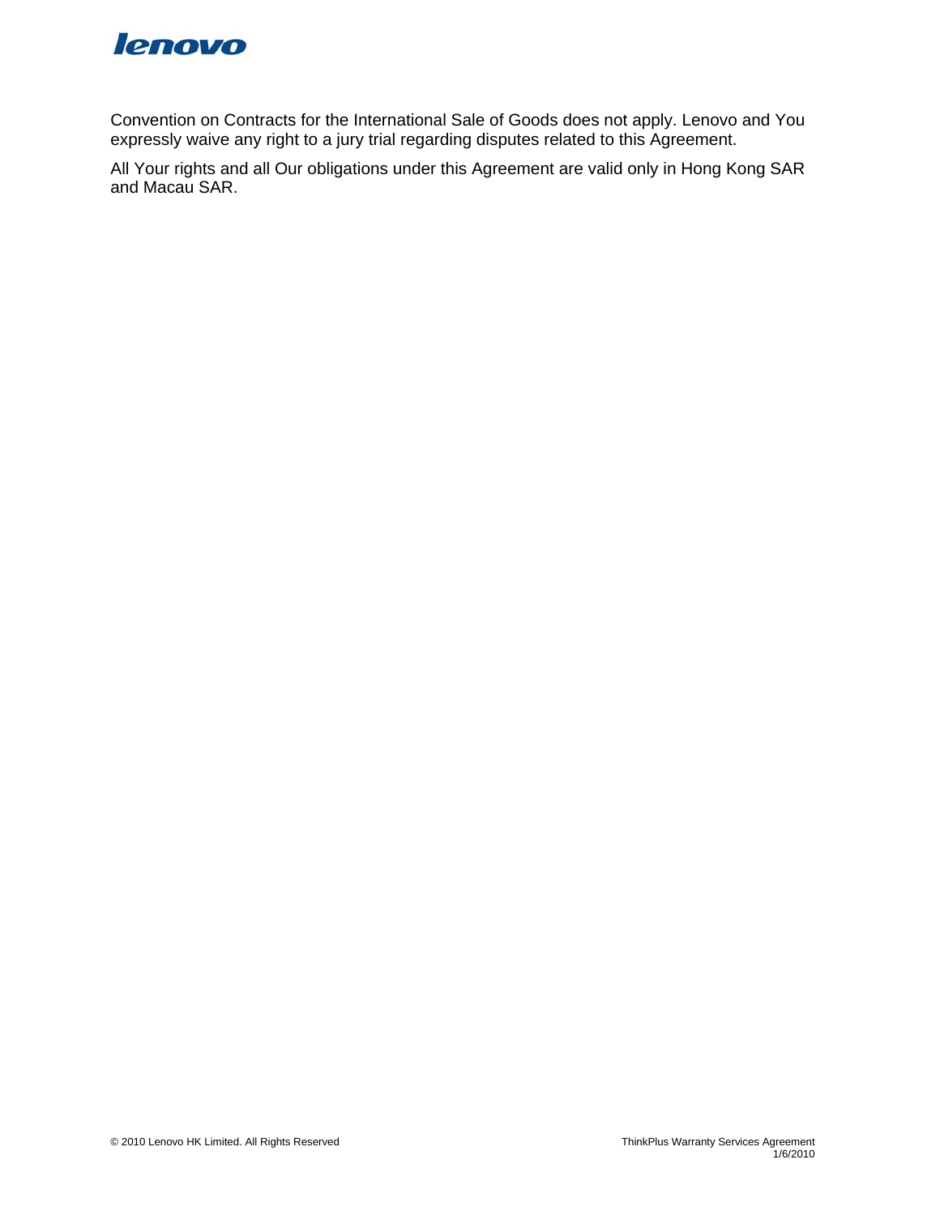Convention on Contracts for the International Sale of Goods does not apply. Lenovo and You expressly waive any right to a jury trial regarding disputes related to this Agreement.

All Your rights and all Our obligations under this Agreement are valid only in Hong Kong SAR and Macau SAR.